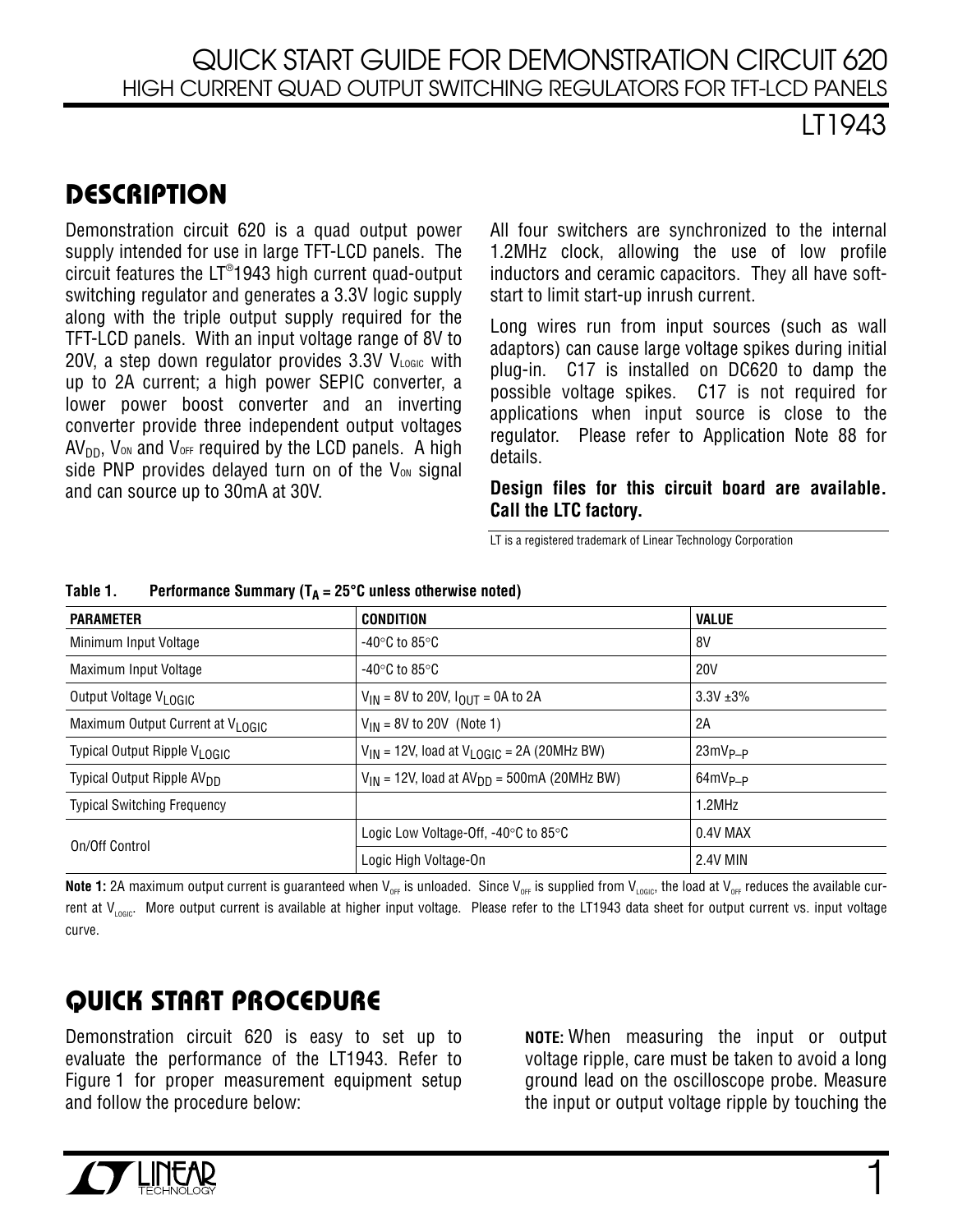# QUICK START GUIDE FOR DEMONSTRATION CIRCUIT 620
## HIGH CURRENT QUAD OUTPUT SWITCHING REGULATORS FOR TFT-LCD PANELS

LT1943

## DESCRIPTION

Demonstration circuit 620 is a quad output power supply intended for use in large TFT-LCD panels. The circuit features the LT®1943 high current quad-output switching regulator and generates a 3.3V logic supply along with the triple output supply required for the TFT-LCD panels. With an input voltage range of 8V to 20V, a step down regulator provides 3.3V $V_{LOGIC}$ with up to 2A current; a high power SEPIC converter, a lower power boost converter and an inverting converter provide three independent output voltages $AV_{DD}$, $V_{ON}$ and $V_{OFF}$ required by the LCD panels. A high side PNP provides delayed turn on of the $V_{ON}$ signal and can source up to 30mA at 30V.

All four switchers are synchronized to the internal 1.2MHz clock, allowing the use of low profile inductors and ceramic capacitors. They all have soft-start to limit start-up inrush current.

Long wires run from input sources (such as wall adaptors) can cause large voltage spikes during initial plug-in. C17 is installed on DC620 to damp the possible voltage spikes. C17 is not required for applications when input source is close to the regulator. Please refer to Application Note 88 for details.

**Design files for this circuit board are available. Call the LTC factory.**

LT is a registered trademark of Linear Technology Corporation

**Table 1. Performance Summary ($T_A$ = 25°C unless otherwise noted)**

| PARAMETER | CONDITION | VALUE |
|---|---|---|
| Minimum Input Voltage | -40°C to 85°C | 8V |
| Maximum Input Voltage | -40°C to 85°C | 20V |
| Output Voltage $V_{LOGIC}$ | $V_{IN}$ = 8V to 20V, $I_{OUT}$ = 0A to 2A | 3.3V ±3% |
| Maximum Output Current at $V_{LOGIC}$ | $V_{IN}$ = 8V to 20V (Note 1) | 2A |
| Typical Output Ripple $V_{LOGIC}$ | $V_{IN}$ = 12V, load at $V_{LOGIC}$ = 2A (20MHz BW) | $23mV_{P-P}$ |
| Typical Output Ripple $AV_{DD}$ | $V_{IN}$ = 12V, load at $AV_{DD}$ = 500mA (20MHz BW) | $64mV_{P-P}$ |
| Typical Switching Frequency | | 1.2MHz |
| On/Off Control | Logic Low Voltage-Off, -40°C to 85°C | 0.4V MAX |
| | Logic High Voltage-On | 2.4V MIN |

**Note 1:** 2A maximum output current is guaranteed when $V_{OFF}$ is unloaded. Since $V_{OFF}$ is supplied from $V_{LOGIC}$, the load at $V_{OFF}$ reduces the available current at $V_{LOGIC}$. More output current is available at higher input voltage. Please refer to the LT1943 data sheet for output current vs. input voltage curve.

## QUICK START PROCEDURE

Demonstration circuit 620 is easy to set up to evaluate the performance of the LT1943. Refer to Figure 1 for proper measurement equipment setup and follow the procedure below:

**NOTE:** When measuring the input or output voltage ripple, care must be taken to avoid a long ground lead on the oscilloscope probe. Measure the input or output voltage ripple by touching the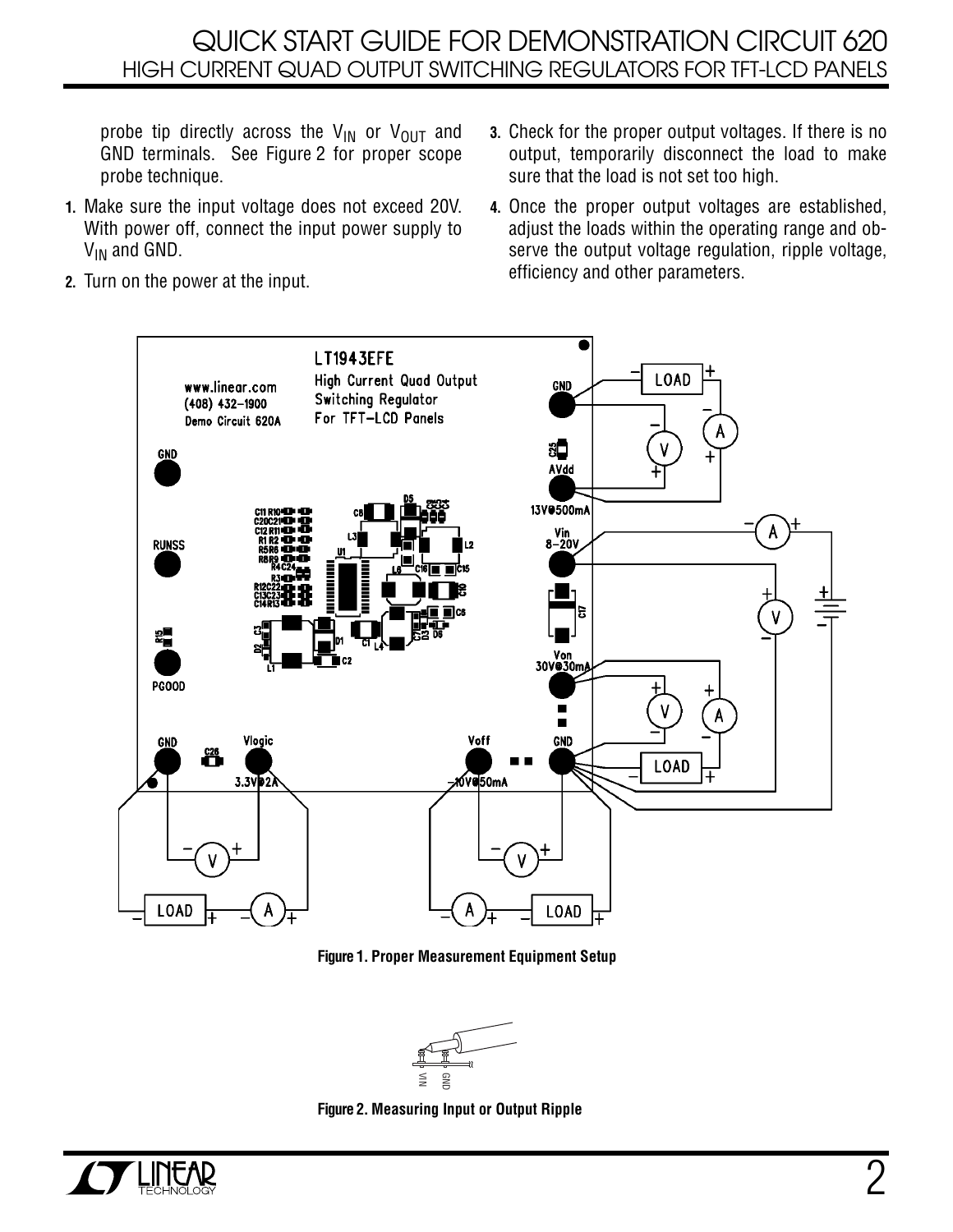probe tip directly across the $V_{IN}$ or $V_{OUT}$ and GND terminals. See Figure 2 for proper scope probe technique.

1. Make sure the input voltage does not exceed 20V. With power off, connect the input power supply to $V_{IN}$ and GND.
2. Turn on the power at the input.
3. Check for the proper output voltages. If there is no output, temporarily disconnect the load to make sure that the load is not set too high.
4. Once the proper output voltages are established, adjust the loads within the operating range and observe the output voltage regulation, ripple voltage, efficiency and other parameters.

**Figure 1. Proper Measurement Equipment Setup**

**Figure 2. Measuring Input or Output Ripple**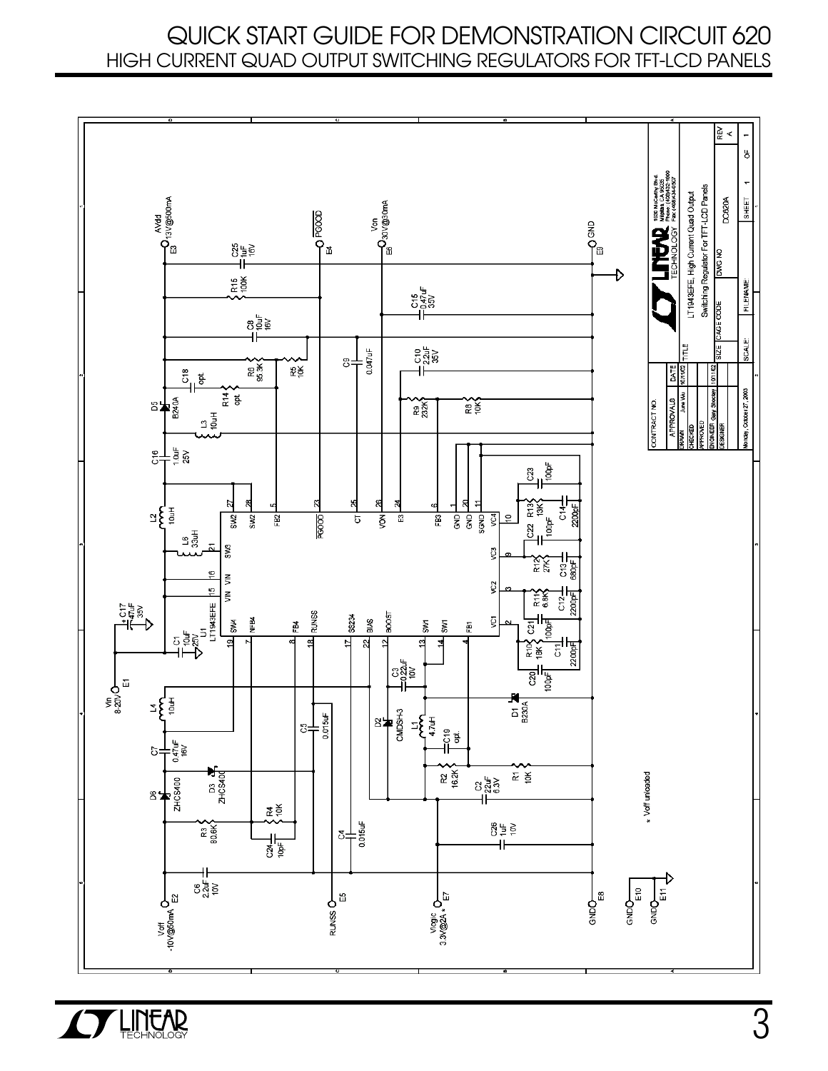# QUICK START GUIDE FOR DEMONSTRATION CIRCUIT 620

## HIGH CURRENT QUAD OUTPUT SWITCHING REGULATORS FOR TFT-LCD PANELS

AVdd 13V@500mA E3

PGOOD E4

Von 30V@30mA E6

GND E9

C25 1uF 16V

R15 100K

C15 0.47uF 35V

C8 10uF 16V

C10 2.2uF 35V

C9 0.047uF

R6 95.3K

R5 10K

C18 opt.

R14 opt.

D5 B240A

L3 10uH

R9 232K

R8 10K

C16 1.0uF 25V

L2 10uH

L6 33uH

C17 47uF 35V

C1 10uF 25V

U1 LT1943EFE

C23 100pF

R13 13K

C14 2200pF

C22 100pF

R12 27K

C13 680pF

R11 6.8K

C12 2200pF

C21 100pF

R10 18K

C11 2200pF

C20 100pF

Vin 8-20V E1

L4 10uH

C7 0.47uF 16V

D6 ZHCS400

D3 ZHCS400

R3 80.6K

R4 10K

C24 10pF

C6 2.2uF 10V

C5 0.015uF

C4 0.015uF

C3 0.22uF 10V

D2 CMDSH-3

L1 4.7uH

C19 opt.

D1 B230A

R2 16.2K

R1 10K

C2 22uF 6.3V

C26 1uF 10V

Voff -10V@50mA E2

RUNSS E5

Vlogic 3.3V@2A * E7

GND E8

GND E10

GND E11

\* Voff unloaded

U1 pins: SW2 (27), SW2 (28), FB2 (5), PGOOD (23), CT (25), VON (26), E3 (24), FB3 (6), GND (1), GND (20), SGND (11), VC4 (10), VC3 (9), VC2 (3), VC1 (2), FB1 (4), SW1 (14), SW1 (13), BOOST (12), BIAS (22), SS234 (17), RUNSS (18), FB4 (8), NFB4 (7), SW4 (19), VIN (15), VIN (16), SW3 (21)

LINEAR TECHNOLOGY, 1630 McCarthy Blvd. Milpitas, CA 95035, Phone: (408)432-1900, Fax: (408)434-0507

| CONTRACT NO. | | |
|---|---|---|
| APPROVALS | | DATE |
| DRAWN | June Wu | 10/11/02 |
| CHECKED | | |
| APPROVED | | |
| ENGINEER | Gary Shockey | 10/11/02 |
| DESIGNER | | |

TITLE: LT1943EFE, High Current Quad Output Switching Regulator For TFT-LCD Panels

SIZE: | CAGE CODE: | DWG NO: DC620A | REV: A

SCALE: | FILENAME: | SHEET 1 OF 1

Monday, October 27, 2003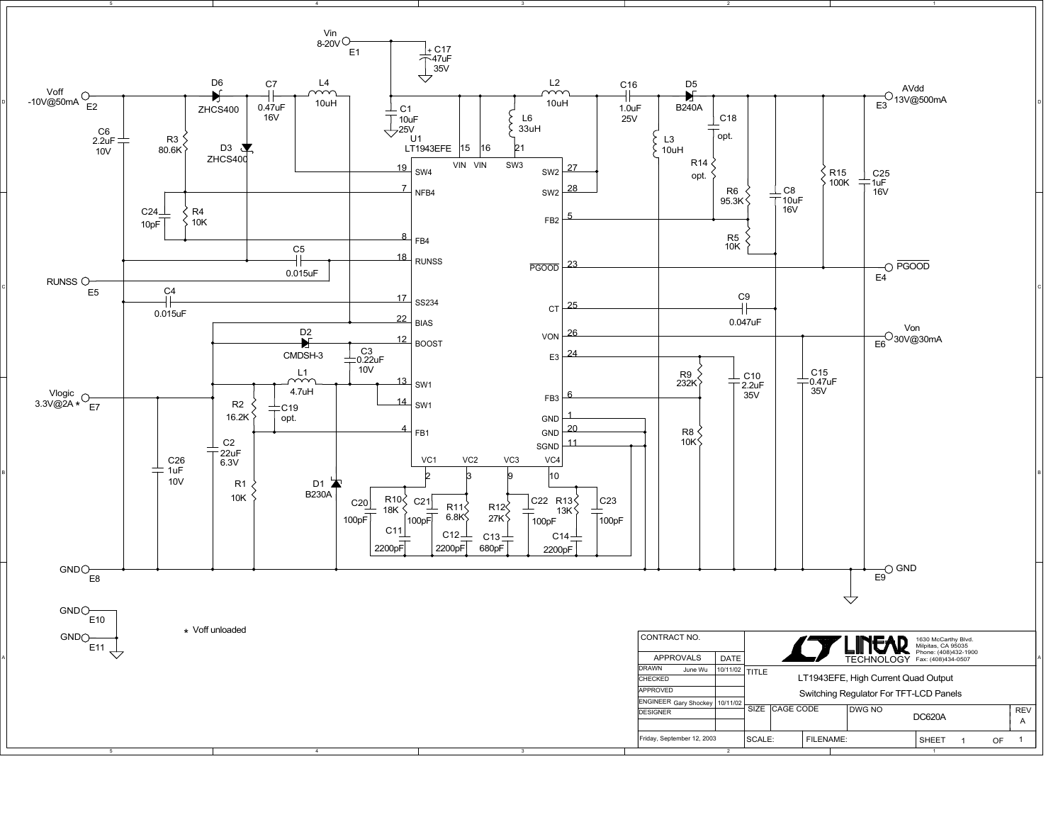**Vin 8-20V** (E1)

| Connector | Signal |
|---|---|
| E2 | Voff -10V@50mA |
| E3 | AVdd 13V@500mA |
| E4 | PGOOD |
| E5 | RUNSS |
| E6 | Von 30V@30mA |
| E7 | Vlogic 3.3V@2A * |
| E8 | GND |
| E9 | GND |
| E10 | GND |
| E11 | GND |

U1 LT1943EFE

| Pin | Name | Pin | Name |
|---|---|---|---|
| 19 | SW4 | 27 | SW2 |
| 7 | NFB4 | 28 | SW2 |
| 8 | FB4 | 5 | FB2 |
| 18 | RUNSS | 23 | PGOOD |
| 17 | SS234 | 25 | CT |
| 22 | BIAS | 26 | VON |
| 12 | BOOST | 24 | E3 |
| 13 | SW1 | 6 | FB3 |
| 14 | SW1 | 1 | GND |
| 4 | FB1 | 20 | GND |
| 15 | VIN | 11 | SGND |
| 16 | VIN | 2 | VC1 |
| 21 | SW3 | 3 | VC2 |
| | | 9 | VC3 |
| | | 10 | VC4 |

Components: C17 47uF 35V; C1 10uF 25V; L2 10uH; L6 33uH; C16 1.0uF 25V; D5 B240A; L3 10uH; C18 opt.; R14 opt.; R6 95.3K; C8 10uF 16V; R5 10K; R15 100K; C25 1uF 16V; C9 0.047uF; R9 232K; R8 10K; C10 2.2uF 35V; C15 0.47uF 35V; D6 ZHCS400; C7 0.47uF 16V; L4 10uH; C6 2.2uF 10V; R3 80.6K; D3 ZHCS400; C24 10pF; R4 10K; C5 0.015uF; C4 0.015uF; D2 CMDSH-3; C3 0.22uF 10V; L1 4.7uH; R2 16.2K; C19 opt.; C2 22uF 6.3V; C26 1uF 10V; R1 10K; D1 B230A; C20 100pF; R10 18K; C11 2200pF; C21 100pF; R11 6.8K; C12 2200pF; R12 27K; C13 680pF; C22 100pF; R13 13K; C14 2200pF; C23 100pF.

* Voff unloaded

| | |
|---|---|
| CONTRACT NO. | |
| APPROVALS | DATE |
| DRAWN June Wu | 10/11/02 |
| CHECKED | |
| APPROVED | |
| ENGINEER Gary Shockey | 10/11/02 |
| DESIGNER | |

LINEAR TECHNOLOGY, 1630 McCarthy Blvd. Milpitas, CA 95035, Phone: (408)432-1900, Fax: (408)434-0507

TITLE: LT1943EFE, High Current Quad Output Switching Regulator For TFT-LCD Panels

SIZE | CAGE CODE | DWG NO DC620A | REV A

SCALE: | FILENAME: | SHEET 1 OF 1

Friday, September 12, 2003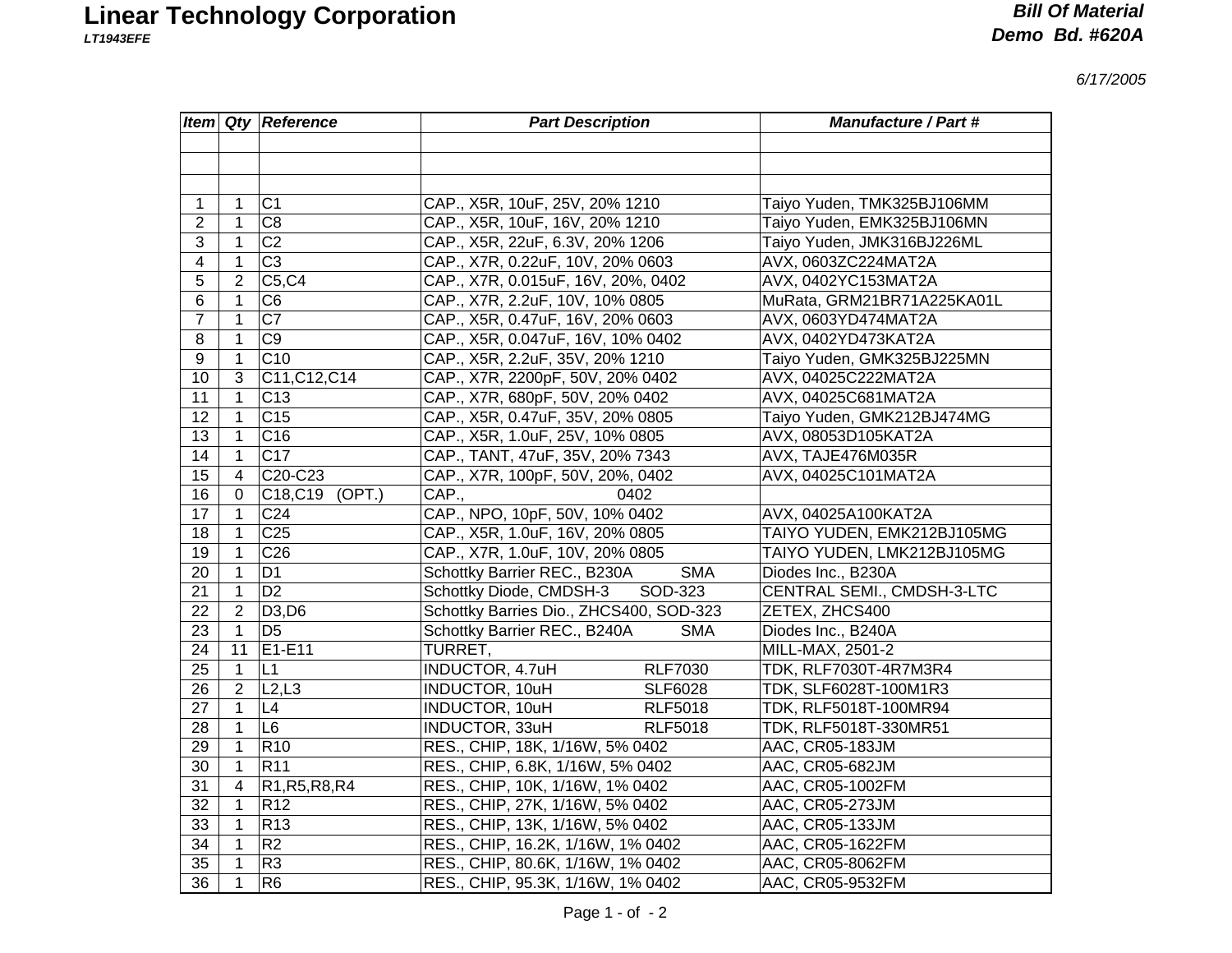# Linear Technology Corporation

***LT1943EFE***

***Bill Of Material***
***Demo Bd. #620A***

*6/17/2005*

| *Item* | *Qty* | *Reference* | *Part Description* | *Manufacture / Part #* |
|---|---|---|---|---|
| | | | | |
| | | | | |
| | | | | |
| 1 | 1 | C1 | CAP., X5R, 10uF, 25V, 20% 1210 | Taiyo Yuden, TMK325BJ106MM |
| 2 | 1 | C8 | CAP., X5R, 10uF, 16V, 20% 1210 | Taiyo Yuden, EMK325BJ106MN |
| 3 | 1 | C2 | CAP., X5R, 22uF, 6.3V, 20% 1206 | Taiyo Yuden, JMK316BJ226ML |
| 4 | 1 | C3 | CAP., X7R, 0.22uF, 10V, 20% 0603 | AVX, 0603ZC224MAT2A |
| 5 | 2 | C5,C4 | CAP., X7R, 0.015uF, 16V, 20%, 0402 | AVX, 0402YC153MAT2A |
| 6 | 1 | C6 | CAP., X7R, 2.2uF, 10V, 10% 0805 | MuRata, GRM21BR71A225KA01L |
| 7 | 1 | C7 | CAP., X5R, 0.47uF, 16V, 20% 0603 | AVX, 0603YD474MAT2A |
| 8 | 1 | C9 | CAP., X5R, 0.047uF, 16V, 10% 0402 | AVX, 0402YD473KAT2A |
| 9 | 1 | C10 | CAP., X5R, 2.2uF, 35V, 20% 1210 | Taiyo Yuden, GMK325BJ225MN |
| 10 | 3 | C11,C12,C14 | CAP., X7R, 2200pF, 50V, 20% 0402 | AVX, 04025C222MAT2A |
| 11 | 1 | C13 | CAP., X7R, 680pF, 50V, 20% 0402 | AVX, 04025C681MAT2A |
| 12 | 1 | C15 | CAP., X5R, 0.47uF, 35V, 20% 0805 | Taiyo Yuden, GMK212BJ474MG |
| 13 | 1 | C16 | CAP., X5R, 1.0uF, 25V, 10% 0805 | AVX, 08053D105KAT2A |
| 14 | 1 | C17 | CAP., TANT, 47uF, 35V, 20% 7343 | AVX, TAJE476M035R |
| 15 | 4 | C20-C23 | CAP., X7R, 100pF, 50V, 20%, 0402 | AVX, 04025C101MAT2A |
| 16 | 0 | C18,C19 (OPT.) | CAP., 0402 | |
| 17 | 1 | C24 | CAP., NPO, 10pF, 50V, 10% 0402 | AVX, 04025A100KAT2A |
| 18 | 1 | C25 | CAP., X5R, 1.0uF, 16V, 20% 0805 | TAIYO YUDEN, EMK212BJ105MG |
| 19 | 1 | C26 | CAP., X7R, 1.0uF, 10V, 20% 0805 | TAIYO YUDEN, LMK212BJ105MG |
| 20 | 1 | D1 | Schottky Barrier REC., B230A SMA | Diodes Inc., B230A |
| 21 | 1 | D2 | Schottky Diode, CMDSH-3 SOD-323 | CENTRAL SEMI., CMDSH-3-LTC |
| 22 | 2 | D3,D6 | Schottky Barries Dio., ZHCS400, SOD-323 | ZETEX, ZHCS400 |
| 23 | 1 | D5 | Schottky Barrier REC., B240A SMA | Diodes Inc., B240A |
| 24 | 11 | E1-E11 | TURRET, | MILL-MAX, 2501-2 |
| 25 | 1 | L1 | INDUCTOR, 4.7uH RLF7030 | TDK, RLF7030T-4R7M3R4 |
| 26 | 2 | L2,L3 | INDUCTOR, 10uH SLF6028 | TDK, SLF6028T-100M1R3 |
| 27 | 1 | L4 | INDUCTOR, 10uH RLF5018 | TDK, RLF5018T-100MR94 |
| 28 | 1 | L6 | INDUCTOR, 33uH RLF5018 | TDK, RLF5018T-330MR51 |
| 29 | 1 | R10 | RES., CHIP, 18K, 1/16W, 5% 0402 | AAC, CR05-183JM |
| 30 | 1 | R11 | RES., CHIP, 6.8K, 1/16W, 5% 0402 | AAC, CR05-682JM |
| 31 | 4 | R1,R5,R8,R4 | RES., CHIP, 10K, 1/16W, 1% 0402 | AAC, CR05-1002FM |
| 32 | 1 | R12 | RES., CHIP, 27K, 1/16W, 5% 0402 | AAC, CR05-273JM |
| 33 | 1 | R13 | RES., CHIP, 13K, 1/16W, 5% 0402 | AAC, CR05-133JM |
| 34 | 1 | R2 | RES., CHIP, 16.2K, 1/16W, 1% 0402 | AAC, CR05-1622FM |
| 35 | 1 | R3 | RES., CHIP, 80.6K, 1/16W, 1% 0402 | AAC, CR05-8062FM |
| 36 | 1 | R6 | RES., CHIP, 95.3K, 1/16W, 1% 0402 | AAC, CR05-9532FM |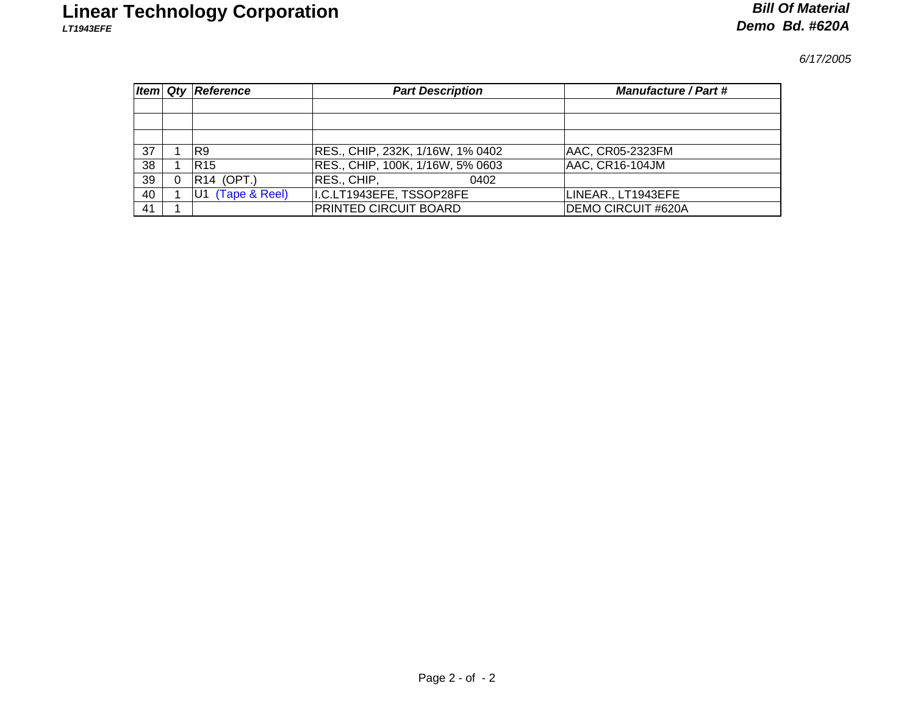# Linear Technology Corporation

***LT1943EFE***

***Bill Of Material***
***Demo Bd. #620A***

*6/17/2005*

| *Item* | *Qty* | *Reference* | *Part Description* | *Manufacture / Part #* |
|---|---|---|---|---|
| | | | | |
| | | | | |
| | | | | |
| 37 | 1 | R9 | RES., CHIP, 232K, 1/16W, 1% 0402 | AAC, CR05-2323FM |
| 38 | 1 | R15 | RES., CHIP, 100K, 1/16W, 5% 0603 | AAC, CR16-104JM |
| 39 | 0 | R14 (OPT.) | RES., CHIP, 0402 | |
| 40 | 1 | U1 (Tape & Reel) | I.C.LT1943EFE, TSSOP28FE | LINEAR., LT1943EFE |
| 41 | 1 | | PRINTED CIRCUIT BOARD | DEMO CIRCUIT #620A |